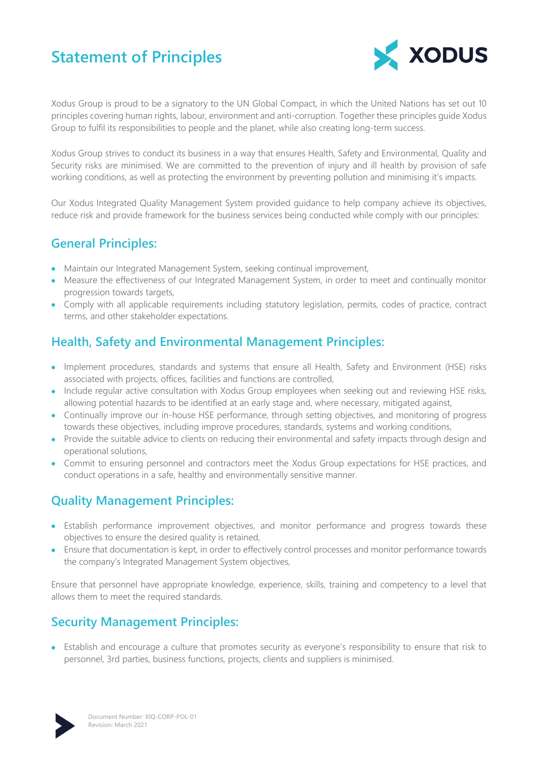# Statement of Principles

Xodus Group is proud to be a signatory to the UN Global Compact, in which the United Nations has set out 10 principles covering human rights, labour, environment and anti-corruption. Together these principles guide Xodus Group to fulfil its responsibilities to people and the planet, while also creating long-term success.

Xodus Group strives to conduct its business in a way that ensures Health, Safety and Environmental, Quality and Security risks are minimised. We are committed to the prevention of injury and ill health by provision of safe working conditions, as well as protecting the environment by preventing pollution and minimising it's impacts.

Our Xodus Integrated Quality Management System provided guidance to help company achieve its objectives, reduce risk and provide framework for the business services being conducted while comply with our principles:

## General Principles:

- Maintain our Integrated Management System, seeking continual improvement,
- Measure the effectiveness of our Integrated Management System, in order to meet and continually monitor progression towards targets,
- Comply with all applicable requirements including statutory legislation, permits, codes of practice, contract terms, and other stakeholder expectations.

## Health, Safety and Environmental Management Principles:

- Implement procedures, standards and systems that ensure all Health, Safety and Environment (HSE) risks associated with projects, offices, facilities and functions are controlled,
- Include regular active consultation with Xodus Group employees when seeking out and reviewing HSE risks, allowing potential hazards to be identified at an early stage and, where necessary, mitigated against,
- Continually improve our in-house HSE performance, through setting objectives, and monitoring of progress towards these objectives, including improve procedures, standards, systems and working conditions,
- Provide the suitable advice to clients on reducing their environmental and safety impacts through design and operational solutions,
- Commit to ensuring personnel and contractors meet the Xodus Group expectations for HSE practices, and conduct operations in a safe, healthy and environmentally sensitive manner.

## Quality Management Principles:

- Establish performance improvement objectives, and monitor performance and progress towards these objectives to ensure the desired quality is retained,
- Ensure that documentation is kept, in order to effectively control processes and monitor performance towards the company's Integrated Management System objectives,

Ensure that personnel have appropriate knowledge, experience, skills, training and competency to a level that allows them to meet the required standards.

## Security Management Principles:

- Establish and encourage a culture that promotes security as everyone's responsibility to ensure that risk to personnel, 3rd parties, business functions, projects, clients and suppliers is minimised.

Document Number: XIQ-CORP-POL-01
Revision: March 2021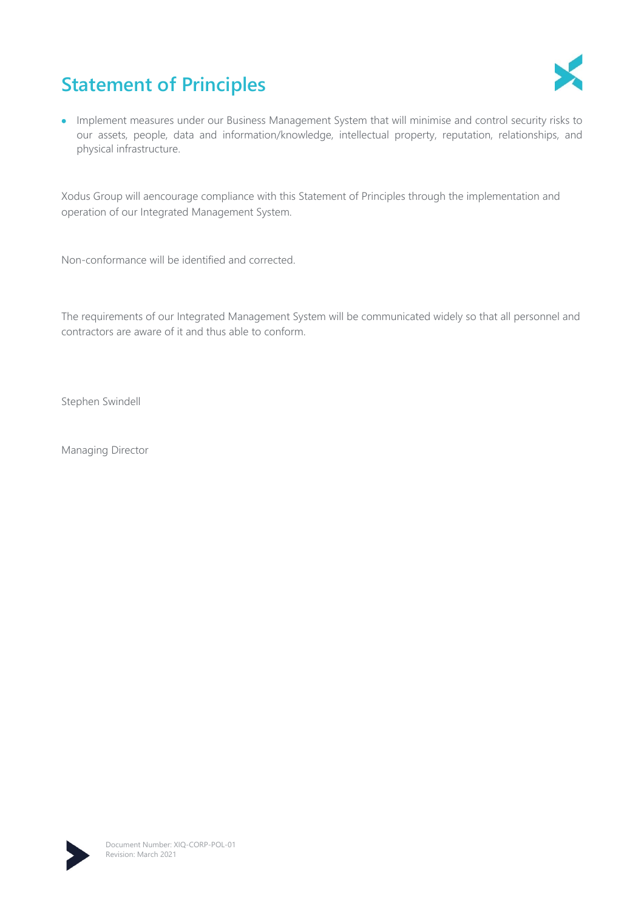# Statement of Principles

- Implement measures under our Business Management System that will minimise and control security risks to our assets, people, data and information/knowledge, intellectual property, reputation, relationships, and physical infrastructure.

Xodus Group will aencourage compliance with this Statement of Principles through the implementation and operation of our Integrated Management System.

Non-conformance will be identified and corrected.

The requirements of our Integrated Management System will be communicated widely so that all personnel and contractors are aware of it and thus able to conform.

Stephen Swindell

Managing Director

Document Number: XIQ-CORP-POL-01
Revision: March 2021